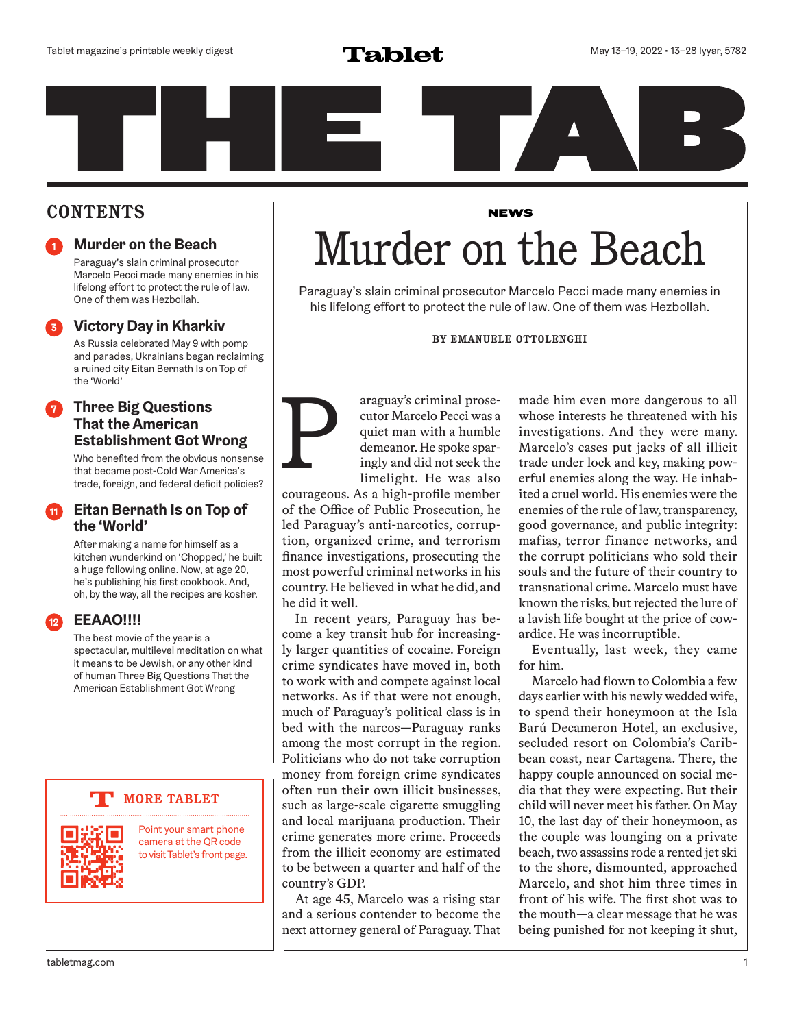Tablet magazine's printable weekly digest

# Tablet

May 13–19, 2022 • 13–28 Iyyar, 5782

# THE TAB

## CONTENTS

**1** **Murder on the Beach**
Paraguay's slain criminal prosecutor Marcelo Pecci made many enemies in his lifelong effort to protect the rule of law. One of them was Hezbollah.

**3** **Victory Day in Kharkiv**
As Russia celebrated May 9 with pomp and parades, Ukrainians began reclaiming a ruined city Eitan Bernath Is on Top of the 'World'

**7** **Three Big Questions That the American Establishment Got Wrong**
Who benefited from the obvious nonsense that became post-Cold War America's trade, foreign, and federal deficit policies?

**11** **Eitan Bernath Is on Top of the 'World'**
After making a name for himself as a kitchen wunderkind on 'Chopped,' he built a huge following online. Now, at age 20, he's publishing his first cookbook. And, oh, by the way, all the recipes are kosher.

**12** **EEAAO!!!!**
The best movie of the year is a spectacular, multilevel meditation on what it means to be Jewish, or any other kind of human Three Big Questions That the American Establishment Got Wrong

**MORE TABLET**

Point your smart phone camera at the QR code to visit Tablet's front page.

**NEWS**

# Murder on the Beach

Paraguay's slain criminal prosecutor Marcelo Pecci made many enemies in his lifelong effort to protect the rule of law. One of them was Hezbollah.

**BY EMANUELE OTTOLENGHI**

Paraguay's criminal prosecutor Marcelo Pecci was a quiet man with a humble demeanor. He spoke sparingly and did not seek the limelight. He was also courageous. As a high-profile member of the Office of Public Prosecution, he led Paraguay's anti-narcotics, corruption, organized crime, and terrorism finance investigations, prosecuting the most powerful criminal networks in his country. He believed in what he did, and he did it well.

In recent years, Paraguay has become a key transit hub for increasingly larger quantities of cocaine. Foreign crime syndicates have moved in, both to work with and compete against local networks. As if that were not enough, much of Paraguay's political class is in bed with the narcos—Paraguay ranks among the most corrupt in the region. Politicians who do not take corruption money from foreign crime syndicates often run their own illicit businesses, such as large-scale cigarette smuggling and local marijuana production. Their crime generates more crime. Proceeds from the illicit economy are estimated to be between a quarter and half of the country's GDP.

At age 45, Marcelo was a rising star and a serious contender to become the next attorney general of Paraguay. That made him even more dangerous to all whose interests he threatened with his investigations. And they were many. Marcelo's cases put jacks of all illicit trade under lock and key, making powerful enemies along the way. He inhabited a cruel world. His enemies were the enemies of the rule of law, transparency, good governance, and public integrity: mafias, terror finance networks, and the corrupt politicians who sold their souls and the future of their country to transnational crime. Marcelo must have known the risks, but rejected the lure of a lavish life bought at the price of cowardice. He was incorruptible.

Eventually, last week, they came for him.

Marcelo had flown to Colombia a few days earlier with his newly wedded wife, to spend their honeymoon at the Isla Barú Decameron Hotel, an exclusive, secluded resort on Colombia's Caribbean coast, near Cartagena. There, the happy couple announced on social media that they were expecting. But their child will never meet his father. On May 10, the last day of their honeymoon, as the couple was lounging on a private beach, two assassins rode a rented jet ski to the shore, dismounted, approached Marcelo, and shot him three times in front of his wife. The first shot was to the mouth—a clear message that he was being punished for not keeping it shut,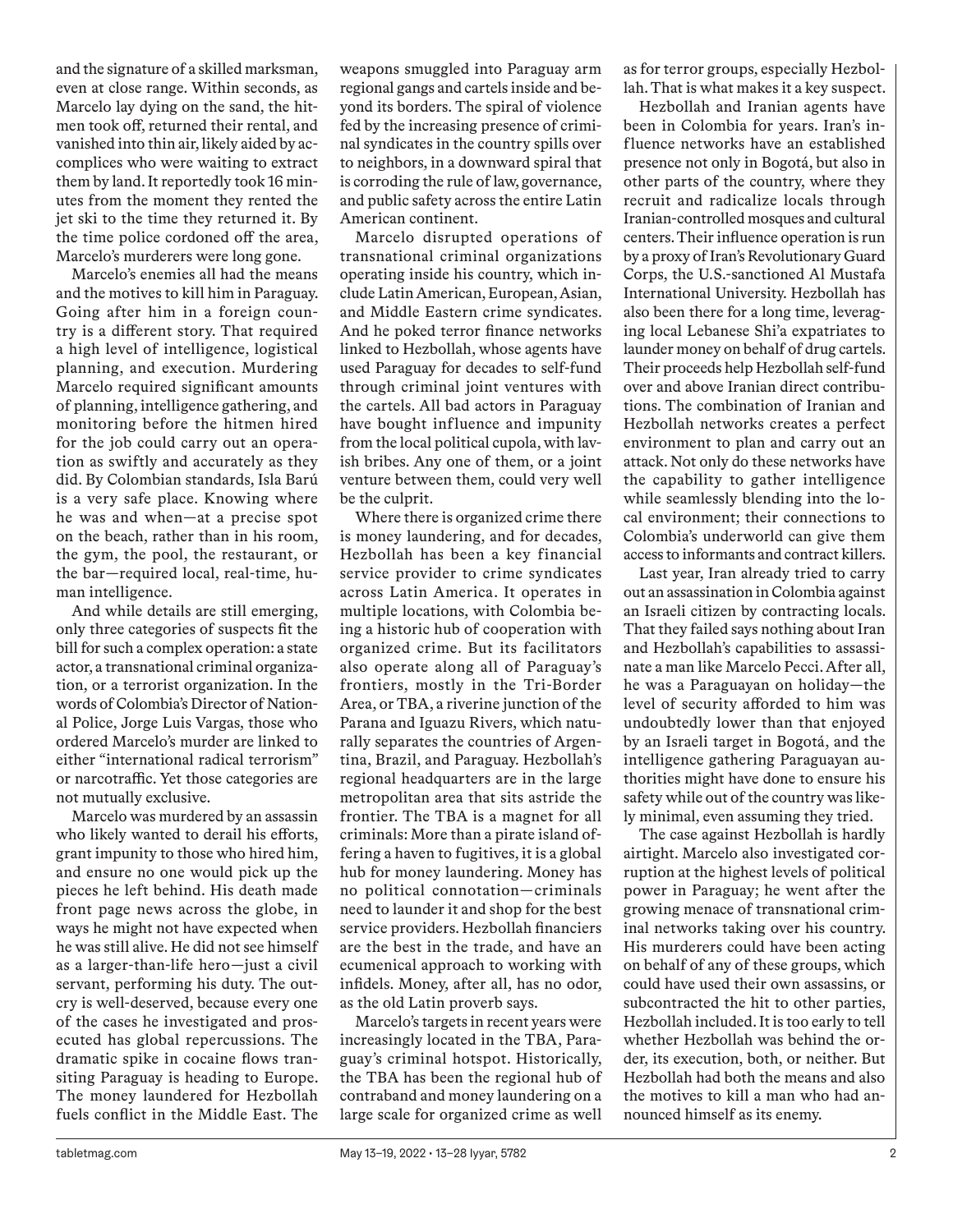and the signature of a skilled marksman, even at close range. Within seconds, as Marcelo lay dying on the sand, the hitmen took off, returned their rental, and vanished into thin air, likely aided by accomplices who were waiting to extract them by land. It reportedly took 16 minutes from the moment they rented the jet ski to the time they returned it. By the time police cordoned off the area, Marcelo's murderers were long gone.

Marcelo's enemies all had the means and the motives to kill him in Paraguay. Going after him in a foreign country is a different story. That required a high level of intelligence, logistical planning, and execution. Murdering Marcelo required significant amounts of planning, intelligence gathering, and monitoring before the hitmen hired for the job could carry out an operation as swiftly and accurately as they did. By Colombian standards, Isla Barú is a very safe place. Knowing where he was and when—at a precise spot on the beach, rather than in his room, the gym, the pool, the restaurant, or the bar—required local, real-time, human intelligence.

And while details are still emerging, only three categories of suspects fit the bill for such a complex operation: a state actor, a transnational criminal organization, or a terrorist organization. In the words of Colombia's Director of National Police, Jorge Luis Vargas, those who ordered Marcelo's murder are linked to either "international radical terrorism" or narcotraffic. Yet those categories are not mutually exclusive.

Marcelo was murdered by an assassin who likely wanted to derail his efforts, grant impunity to those who hired him, and ensure no one would pick up the pieces he left behind. His death made front page news across the globe, in ways he might not have expected when he was still alive. He did not see himself as a larger-than-life hero—just a civil servant, performing his duty. The outcry is well-deserved, because every one of the cases he investigated and prosecuted has global repercussions. The dramatic spike in cocaine flows transiting Paraguay is heading to Europe. The money laundered for Hezbollah fuels conflict in the Middle East. The weapons smuggled into Paraguay arm regional gangs and cartels inside and beyond its borders. The spiral of violence fed by the increasing presence of criminal syndicates in the country spills over to neighbors, in a downward spiral that is corroding the rule of law, governance, and public safety across the entire Latin American continent.

Marcelo disrupted operations of transnational criminal organizations operating inside his country, which include Latin American, European, Asian, and Middle Eastern crime syndicates. And he poked terror finance networks linked to Hezbollah, whose agents have used Paraguay for decades to self-fund through criminal joint ventures with the cartels. All bad actors in Paraguay have bought influence and impunity from the local political cupola, with lavish bribes. Any one of them, or a joint venture between them, could very well be the culprit.

Where there is organized crime there is money laundering, and for decades, Hezbollah has been a key financial service provider to crime syndicates across Latin America. It operates in multiple locations, with Colombia being a historic hub of cooperation with organized crime. But its facilitators also operate along all of Paraguay's frontiers, mostly in the Tri-Border Area, or TBA, a riverine junction of the Parana and Iguazu Rivers, which naturally separates the countries of Argentina, Brazil, and Paraguay. Hezbollah's regional headquarters are in the large metropolitan area that sits astride the frontier. The TBA is a magnet for all criminals: More than a pirate island offering a haven to fugitives, it is a global hub for money laundering. Money has no political connotation—criminals need to launder it and shop for the best service providers. Hezbollah financiers are the best in the trade, and have an ecumenical approach to working with infidels. Money, after all, has no odor, as the old Latin proverb says.

Marcelo's targets in recent years were increasingly located in the TBA, Paraguay's criminal hotspot. Historically, the TBA has been the regional hub of contraband and money laundering on a large scale for organized crime as well as for terror groups, especially Hezbollah. That is what makes it a key suspect.

Hezbollah and Iranian agents have been in Colombia for years. Iran's influence networks have an established presence not only in Bogotá, but also in other parts of the country, where they recruit and radicalize locals through Iranian-controlled mosques and cultural centers. Their influence operation is run by a proxy of Iran's Revolutionary Guard Corps, the U.S.-sanctioned Al Mustafa International University. Hezbollah has also been there for a long time, leveraging local Lebanese Shi'a expatriates to launder money on behalf of drug cartels. Their proceeds help Hezbollah self-fund over and above Iranian direct contributions. The combination of Iranian and Hezbollah networks creates a perfect environment to plan and carry out an attack. Not only do these networks have the capability to gather intelligence while seamlessly blending into the local environment; their connections to Colombia's underworld can give them access to informants and contract killers.

Last year, Iran already tried to carry out an assassination in Colombia against an Israeli citizen by contracting locals. That they failed says nothing about Iran and Hezbollah's capabilities to assassinate a man like Marcelo Pecci. After all, he was a Paraguayan on holiday—the level of security afforded to him was undoubtedly lower than that enjoyed by an Israeli target in Bogotá, and the intelligence gathering Paraguayan authorities might have done to ensure his safety while out of the country was likely minimal, even assuming they tried.

The case against Hezbollah is hardly airtight. Marcelo also investigated corruption at the highest levels of political power in Paraguay; he went after the growing menace of transnational criminal networks taking over his country. His murderers could have been acting on behalf of any of these groups, which could have used their own assassins, or subcontracted the hit to other parties, Hezbollah included. It is too early to tell whether Hezbollah was behind the order, its execution, both, or neither. But Hezbollah had both the means and also the motives to kill a man who had announced himself as its enemy.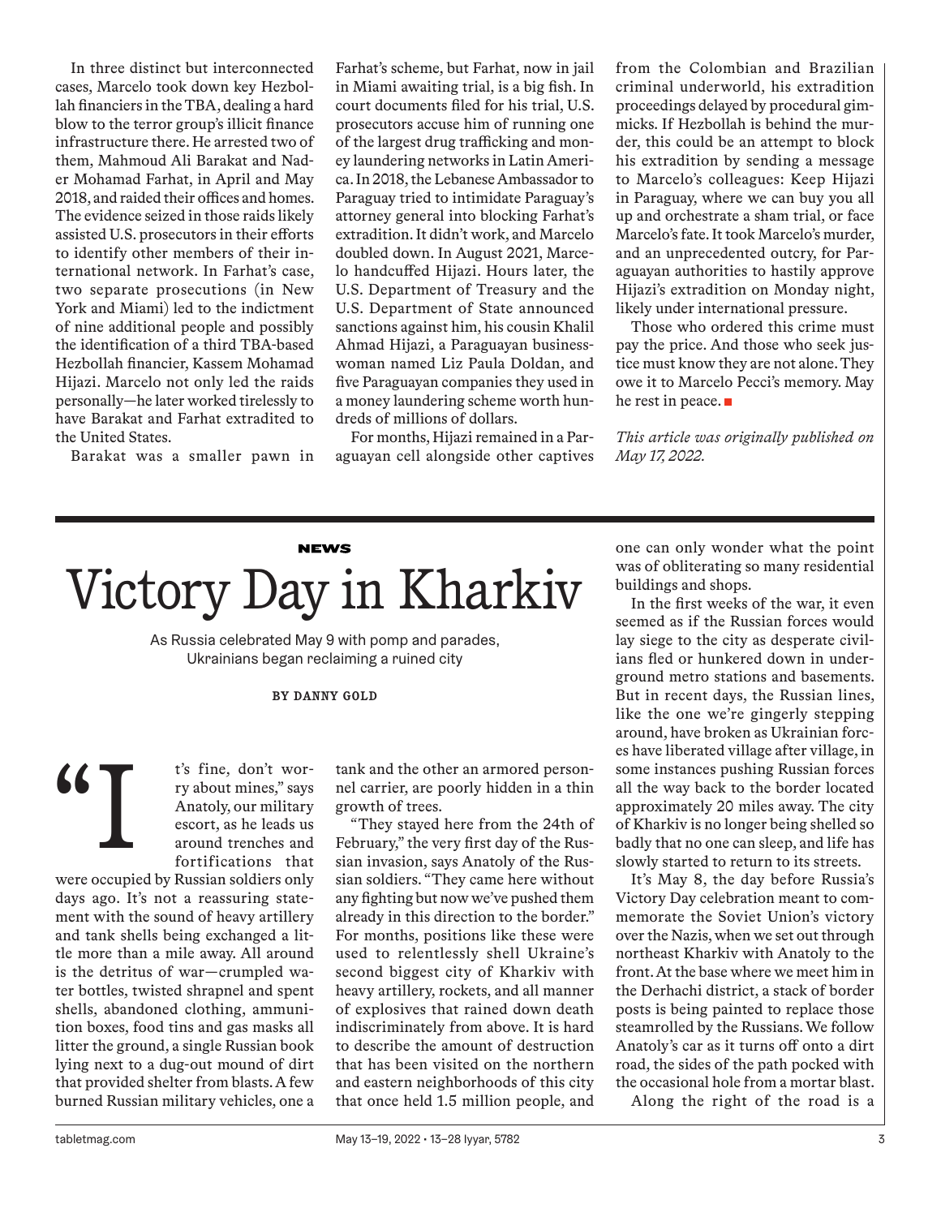In three distinct but interconnected cases, Marcelo took down key Hezbollah financiers in the TBA, dealing a hard blow to the terror group's illicit finance infrastructure there. He arrested two of them, Mahmoud Ali Barakat and Nader Mohamad Farhat, in April and May 2018, and raided their offices and homes. The evidence seized in those raids likely assisted U.S. prosecutors in their efforts to identify other members of their international network. In Farhat's case, two separate prosecutions (in New York and Miami) led to the indictment of nine additional people and possibly the identification of a third TBA-based Hezbollah financier, Kassem Mohamad Hijazi. Marcelo not only led the raids personally—he later worked tirelessly to have Barakat and Farhat extradited to the United States.

Barakat was a smaller pawn in Farhat's scheme, but Farhat, now in jail in Miami awaiting trial, is a big fish. In court documents filed for his trial, U.S. prosecutors accuse him of running one of the largest drug trafficking and money laundering networks in Latin America. In 2018, the Lebanese Ambassador to Paraguay tried to intimidate Paraguay's attorney general into blocking Farhat's extradition. It didn't work, and Marcelo doubled down. In August 2021, Marcelo handcuffed Hijazi. Hours later, the U.S. Department of Treasury and the U.S. Department of State announced sanctions against him, his cousin Khalil Ahmad Hijazi, a Paraguayan businesswoman named Liz Paula Doldan, and five Paraguayan companies they used in a money laundering scheme worth hundreds of millions of dollars.

For months, Hijazi remained in a Paraguayan cell alongside other captives from the Colombian and Brazilian criminal underworld, his extradition proceedings delayed by procedural gimmicks. If Hezbollah is behind the murder, this could be an attempt to block his extradition by sending a message to Marcelo's colleagues: Keep Hijazi in Paraguay, where we can buy you all up and orchestrate a sham trial, or face Marcelo's fate. It took Marcelo's murder, and an unprecedented outcry, for Paraguayan authorities to hastily approve Hijazi's extradition on Monday night, likely under international pressure.

Those who ordered this crime must pay the price. And those who seek justice must know they are not alone. They owe it to Marcelo Pecci's memory. May he rest in peace. ■

*This article was originally published on May 17, 2022.*

---

**NEWS**

# Victory Day in Kharkiv

As Russia celebrated May 9 with pomp and parades, Ukrainians began reclaiming a ruined city

**BY DANNY GOLD**

"It's fine, don't worry about mines," says Anatoly, our military escort, as he leads us around trenches and fortifications that were occupied by Russian soldiers only days ago. It's not a reassuring statement with the sound of heavy artillery and tank shells being exchanged a little more than a mile away. All around is the detritus of war—crumpled water bottles, twisted shrapnel and spent shells, abandoned clothing, ammunition boxes, food tins and gas masks all litter the ground, a single Russian book lying next to a dug-out mound of dirt that provided shelter from blasts. A few burned Russian military vehicles, one a tank and the other an armored personnel carrier, are poorly hidden in a thin growth of trees.

"They stayed here from the 24th of February," the very first day of the Russian invasion, says Anatoly of the Russian soldiers. "They came here without any fighting but now we've pushed them already in this direction to the border." For months, positions like these were used to relentlessly shell Ukraine's second biggest city of Kharkiv with heavy artillery, rockets, and all manner of explosives that rained down death indiscriminately from above. It is hard to describe the amount of destruction that has been visited on the northern and eastern neighborhoods of this city that once held 1.5 million people, and one can only wonder what the point was of obliterating so many residential buildings and shops.

In the first weeks of the war, it even seemed as if the Russian forces would lay siege to the city as desperate civilians fled or hunkered down in underground metro stations and basements. But in recent days, the Russian lines, like the one we're gingerly stepping around, have broken as Ukrainian forces have liberated village after village, in some instances pushing Russian forces all the way back to the border located approximately 20 miles away. The city of Kharkiv is no longer being shelled so badly that no one can sleep, and life has slowly started to return to its streets.

It's May 8, the day before Russia's Victory Day celebration meant to commemorate the Soviet Union's victory over the Nazis, when we set out through northeast Kharkiv with Anatoly to the front. At the base where we meet him in the Derhachi district, a stack of border posts is being painted to replace those steamrolled by the Russians. We follow Anatoly's car as it turns off onto a dirt road, the sides of the path pocked with the occasional hole from a mortar blast.

Along the right of the road is a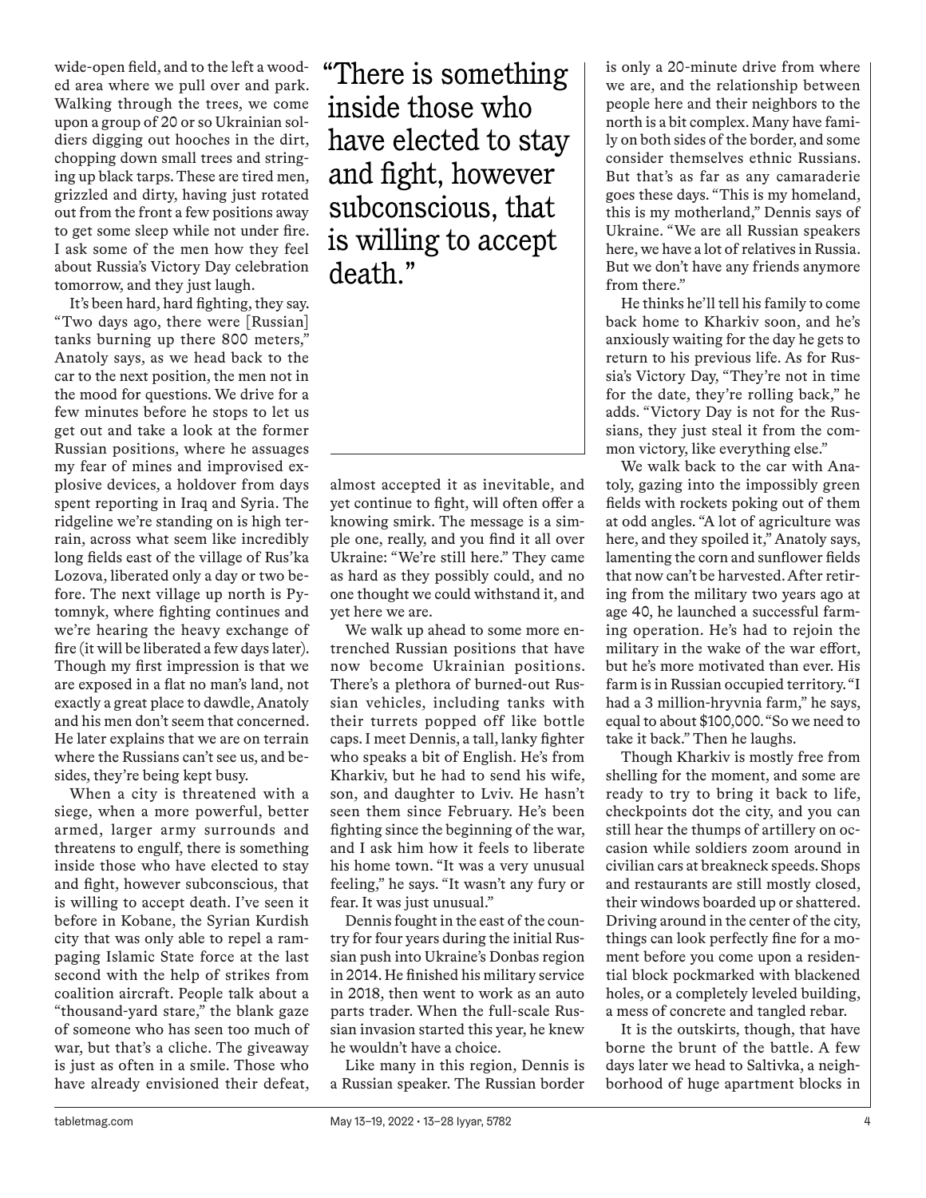wide-open field, and to the left a wooded area where we pull over and park. Walking through the trees, we come upon a group of 20 or so Ukrainian soldiers digging out hooches in the dirt, chopping down small trees and stringing up black tarps. These are tired men, grizzled and dirty, having just rotated out from the front a few positions away to get some sleep while not under fire. I ask some of the men how they feel about Russia's Victory Day celebration tomorrow, and they just laugh.

It's been hard, hard fighting, they say. "Two days ago, there were [Russian] tanks burning up there 800 meters," Anatoly says, as we head back to the car to the next position, the men not in the mood for questions. We drive for a few minutes before he stops to let us get out and take a look at the former Russian positions, where he assuages my fear of mines and improvised explosive devices, a holdover from days spent reporting in Iraq and Syria. The ridgeline we're standing on is high terrain, across what seem like incredibly long fields east of the village of Rus'ka Lozova, liberated only a day or two before. The next village up north is Pytomnyk, where fighting continues and we're hearing the heavy exchange of fire (it will be liberated a few days later). Though my first impression is that we are exposed in a flat no man's land, not exactly a great place to dawdle, Anatoly and his men don't seem that concerned. He later explains that we are on terrain where the Russians can't see us, and besides, they're being kept busy.

When a city is threatened with a siege, when a more powerful, better armed, larger army surrounds and threatens to engulf, there is something inside those who have elected to stay and fight, however subconscious, that is willing to accept death. I've seen it before in Kobane, the Syrian Kurdish city that was only able to repel a rampaging Islamic State force at the last second with the help of strikes from coalition aircraft. People talk about a "thousand-yard stare," the blank gaze of someone who has seen too much of war, but that's a cliche. The giveaway is just as often in a smile. Those who have already envisioned their defeat, almost accepted it as inevitable, and yet continue to fight, will often offer a knowing smirk. The message is a simple one, really, and you find it all over Ukraine: "We're still here." They came as hard as they possibly could, and no one thought we could withstand it, and yet here we are.

> "There is something inside those who have elected to stay and fight, however subconscious, that is willing to accept death."

We walk up ahead to some more entrenched Russian positions that have now become Ukrainian positions. There's a plethora of burned-out Russian vehicles, including tanks with their turrets popped off like bottle caps. I meet Dennis, a tall, lanky fighter who speaks a bit of English. He's from Kharkiv, but he had to send his wife, son, and daughter to Lviv. He hasn't seen them since February. He's been fighting since the beginning of the war, and I ask him how it feels to liberate his home town. "It was a very unusual feeling," he says. "It wasn't any fury or fear. It was just unusual."

Dennis fought in the east of the country for four years during the initial Russian push into Ukraine's Donbas region in 2014. He finished his military service in 2018, then went to work as an auto parts trader. When the full-scale Russian invasion started this year, he knew he wouldn't have a choice.

Like many in this region, Dennis is a Russian speaker. The Russian border is only a 20-minute drive from where we are, and the relationship between people here and their neighbors to the north is a bit complex. Many have family on both sides of the border, and some consider themselves ethnic Russians. But that's as far as any camaraderie goes these days. "This is my homeland, this is my motherland," Dennis says of Ukraine. "We are all Russian speakers here, we have a lot of relatives in Russia. But we don't have any friends anymore from there."

He thinks he'll tell his family to come back home to Kharkiv soon, and he's anxiously waiting for the day he gets to return to his previous life. As for Russia's Victory Day, "They're not in time for the date, they're rolling back," he adds. "Victory Day is not for the Russians, they just steal it from the common victory, like everything else."

We walk back to the car with Anatoly, gazing into the impossibly green fields with rockets poking out of them at odd angles. "A lot of agriculture was here, and they spoiled it," Anatoly says, lamenting the corn and sunflower fields that now can't be harvested. After retiring from the military two years ago at age 40, he launched a successful farming operation. He's had to rejoin the military in the wake of the war effort, but he's more motivated than ever. His farm is in Russian occupied territory. "I had a 3 million-hryvnia farm," he says, equal to about $100,000. "So we need to take it back." Then he laughs.

Though Kharkiv is mostly free from shelling for the moment, and some are ready to try to bring it back to life, checkpoints dot the city, and you can still hear the thumps of artillery on occasion while soldiers zoom around in civilian cars at breakneck speeds. Shops and restaurants are still mostly closed, their windows boarded up or shattered. Driving around in the center of the city, things can look perfectly fine for a moment before you come upon a residential block pockmarked with blackened holes, or a completely leveled building, a mess of concrete and tangled rebar.

It is the outskirts, though, that have borne the brunt of the battle. A few days later we head to Saltivka, a neighborhood of huge apartment blocks in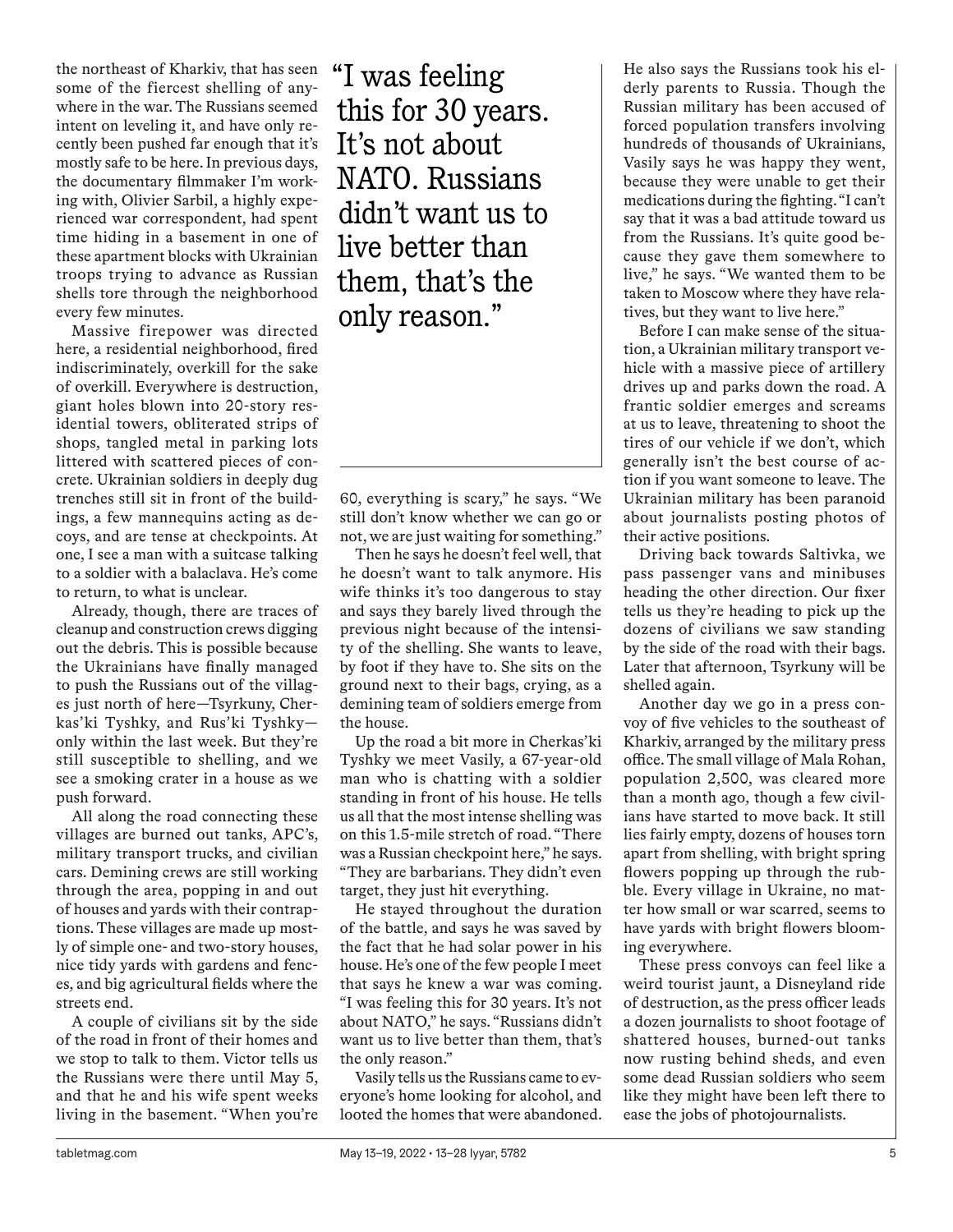the northeast of Kharkiv, that has seen some of the fiercest shelling of anywhere in the war. The Russians seemed intent on leveling it, and have only recently been pushed far enough that it's mostly safe to be here. In previous days, the documentary filmmaker I'm working with, Olivier Sarbil, a highly experienced war correspondent, had spent time hiding in a basement in one of these apartment blocks with Ukrainian troops trying to advance as Russian shells tore through the neighborhood every few minutes.

Massive firepower was directed here, a residential neighborhood, fired indiscriminately, overkill for the sake of overkill. Everywhere is destruction, giant holes blown into 20-story residential towers, obliterated strips of shops, tangled metal in parking lots littered with scattered pieces of concrete. Ukrainian soldiers in deeply dug trenches still sit in front of the buildings, a few mannequins acting as decoys, and are tense at checkpoints. At one, I see a man with a suitcase talking to a soldier with a balaclava. He's come to return, to what is unclear.

Already, though, there are traces of cleanup and construction crews digging out the debris. This is possible because the Ukrainians have finally managed to push the Russians out of the villages just north of here—Tsyrkuny, Cherkas'ki Tyshky, and Rus'ki Tyshky—only within the last week. But they're still susceptible to shelling, and we see a smoking crater in a house as we push forward.

All along the road connecting these villages are burned out tanks, APC's, military transport trucks, and civilian cars. Demining crews are still working through the area, popping in and out of houses and yards with their contraptions. These villages are made up mostly of simple one- and two-story houses, nice tidy yards with gardens and fences, and big agricultural fields where the streets end.

A couple of civilians sit by the side of the road in front of their homes and we stop to talk to them. Victor tells us the Russians were there until May 5, and that he and his wife spent weeks living in the basement. "When you're 60, everything is scary," he says. "We still don't know whether we can go or not, we are just waiting for something."

> "I was feeling this for 30 years. It's not about NATO. Russians didn't want us to live better than them, that's the only reason."

Then he says he doesn't feel well, that he doesn't want to talk anymore. His wife thinks it's too dangerous to stay and says they barely lived through the previous night because of the intensity of the shelling. She wants to leave, by foot if they have to. She sits on the ground next to their bags, crying, as a demining team of soldiers emerge from the house.

Up the road a bit more in Cherkas'ki Tyshky we meet Vasily, a 67-year-old man who is chatting with a soldier standing in front of his house. He tells us all that the most intense shelling was on this 1.5-mile stretch of road. "There was a Russian checkpoint here," he says. "They are barbarians. They didn't even target, they just hit everything.

He stayed throughout the duration of the battle, and says he was saved by the fact that he had solar power in his house. He's one of the few people I meet that says he knew a war was coming. "I was feeling this for 30 years. It's not about NATO," he says. "Russians didn't want us to live better than them, that's the only reason."

Vasily tells us the Russians came to everyone's home looking for alcohol, and looted the homes that were abandoned. He also says the Russians took his elderly parents to Russia. Though the Russian military has been accused of forced population transfers involving hundreds of thousands of Ukrainians, Vasily says he was happy they went, because they were unable to get their medications during the fighting. "I can't say that it was a bad attitude toward us from the Russians. It's quite good because they gave them somewhere to live," he says. "We wanted them to be taken to Moscow where they have relatives, but they want to live here."

Before I can make sense of the situation, a Ukrainian military transport vehicle with a massive piece of artillery drives up and parks down the road. A frantic soldier emerges and screams at us to leave, threatening to shoot the tires of our vehicle if we don't, which generally isn't the best course of action if you want someone to leave. The Ukrainian military has been paranoid about journalists posting photos of their active positions.

Driving back towards Saltivka, we pass passenger vans and minibuses heading the other direction. Our fixer tells us they're heading to pick up the dozens of civilians we saw standing by the side of the road with their bags. Later that afternoon, Tsyrkuny will be shelled again.

Another day we go in a press convoy of five vehicles to the southeast of Kharkiv, arranged by the military press office. The small village of Mala Rohan, population 2,500, was cleared more than a month ago, though a few civilians have started to move back. It still lies fairly empty, dozens of houses torn apart from shelling, with bright spring flowers popping up through the rubble. Every village in Ukraine, no matter how small or war scarred, seems to have yards with bright flowers blooming everywhere.

These press convoys can feel like a weird tourist jaunt, a Disneyland ride of destruction, as the press officer leads a dozen journalists to shoot footage of shattered houses, burned-out tanks now rusting behind sheds, and even some dead Russian soldiers who seem like they might have been left there to ease the jobs of photojournalists.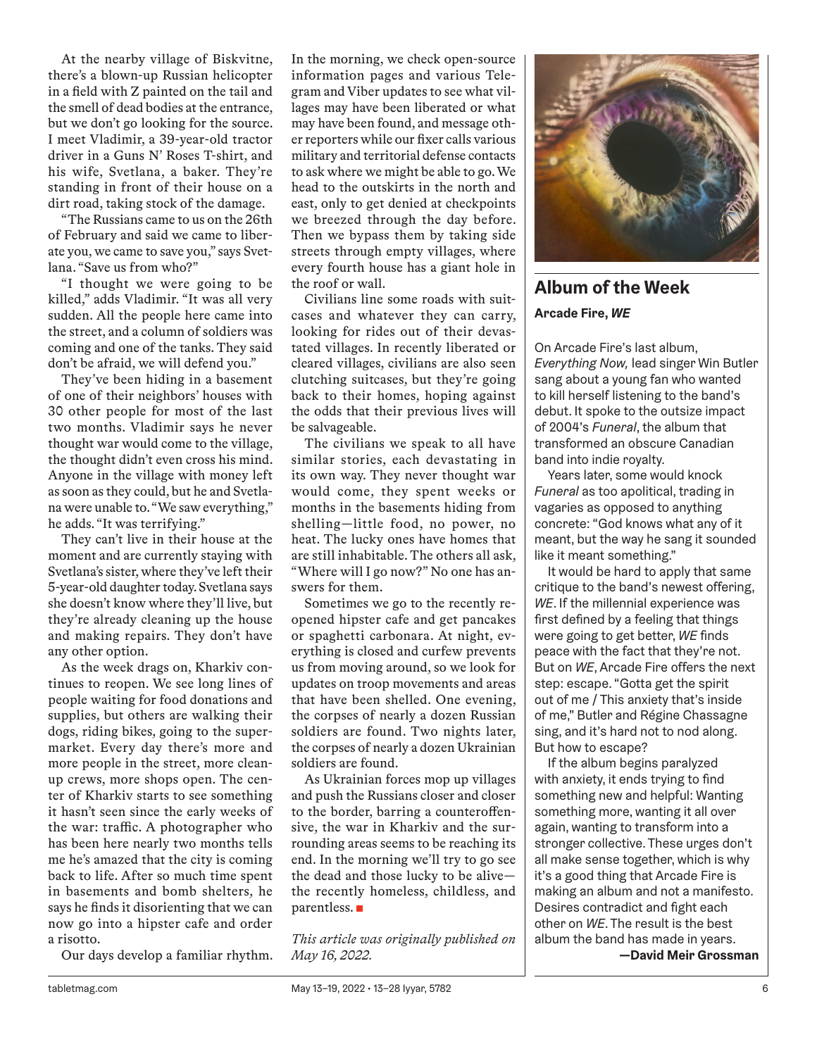At the nearby village of Biskvitne, there's a blown-up Russian helicopter in a field with Z painted on the tail and the smell of dead bodies at the entrance, but we don't go looking for the source. I meet Vladimir, a 39-year-old tractor driver in a Guns N' Roses T-shirt, and his wife, Svetlana, a baker. They're standing in front of their house on a dirt road, taking stock of the damage.

"The Russians came to us on the 26th of February and said we came to liberate you, we came to save you," says Svetlana. "Save us from who?"

"I thought we were going to be killed," adds Vladimir. "It was all very sudden. All the people here came into the street, and a column of soldiers was coming and one of the tanks. They said don't be afraid, we will defend you."

They've been hiding in a basement of one of their neighbors' houses with 30 other people for most of the last two months. Vladimir says he never thought war would come to the village, the thought didn't even cross his mind. Anyone in the village with money left as soon as they could, but he and Svetlana were unable to. "We saw everything," he adds. "It was terrifying."

They can't live in their house at the moment and are currently staying with Svetlana's sister, where they've left their 5-year-old daughter today. Svetlana says she doesn't know where they'll live, but they're already cleaning up the house and making repairs. They don't have any other option.

As the week drags on, Kharkiv continues to reopen. We see long lines of people waiting for food donations and supplies, but others are walking their dogs, riding bikes, going to the supermarket. Every day there's more and more people in the street, more cleanup crews, more shops open. The center of Kharkiv starts to see something it hasn't seen since the early weeks of the war: traffic. A photographer who has been here nearly two months tells me he's amazed that the city is coming back to life. After so much time spent in basements and bomb shelters, he says he finds it disorienting that we can now go into a hipster cafe and order a risotto.

Our days develop a familiar rhythm. In the morning, we check open-source information pages and various Telegram and Viber updates to see what villages may have been liberated or what may have been found, and message other reporters while our fixer calls various military and territorial defense contacts to ask where we might be able to go. We head to the outskirts in the north and east, only to get denied at checkpoints we breezed through the day before. Then we bypass them by taking side streets through empty villages, where every fourth house has a giant hole in the roof or wall.

Civilians line some roads with suitcases and whatever they can carry, looking for rides out of their devastated villages. In recently liberated or cleared villages, civilians are also seen clutching suitcases, but they're going back to their homes, hoping against the odds that their previous lives will be salvageable.

The civilians we speak to all have similar stories, each devastating in its own way. They never thought war would come, they spent weeks or months in the basements hiding from shelling—little food, no power, no heat. The lucky ones have homes that are still inhabitable. The others all ask, "Where will I go now?" No one has answers for them.

Sometimes we go to the recently reopened hipster cafe and get pancakes or spaghetti carbonara. At night, everything is closed and curfew prevents us from moving around, so we look for updates on troop movements and areas that have been shelled. One evening, the corpses of nearly a dozen Russian soldiers are found. Two nights later, the corpses of nearly a dozen Ukrainian soldiers are found.

As Ukrainian forces mop up villages and push the Russians closer and closer to the border, barring a counteroffensive, the war in Kharkiv and the surrounding areas seems to be reaching its end. In the morning we'll try to go see the dead and those lucky to be alive—the recently homeless, childless, and parentless. ■

*This article was originally published on May 16, 2022.*

## Album of the Week

**Arcade Fire, *WE***

On Arcade Fire's last album, *Everything Now,* lead singer Win Butler sang about a young fan who wanted to kill herself listening to the band's debut. It spoke to the outsize impact of 2004's *Funeral*, the album that transformed an obscure Canadian band into indie royalty.

Years later, some would knock *Funeral* as too apolitical, trading in vagaries as opposed to anything concrete: "God knows what any of it meant, but the way he sang it sounded like it meant something."

It would be hard to apply that same critique to the band's newest offering, *WE*. If the millennial experience was first defined by a feeling that things were going to get better, *WE* finds peace with the fact that they're not. But on *WE*, Arcade Fire offers the next step: escape. "Gotta get the spirit out of me / This anxiety that's inside of me," Butler and Régine Chassagne sing, and it's hard not to nod along. But how to escape?

If the album begins paralyzed with anxiety, it ends trying to find something new and helpful: Wanting something more, wanting it all over again, wanting to transform into a stronger collective. These urges don't all make sense together, which is why it's a good thing that Arcade Fire is making an album and not a manifesto. Desires contradict and fight each other on *WE*. The result is the best album the band has made in years.

**—David Meir Grossman**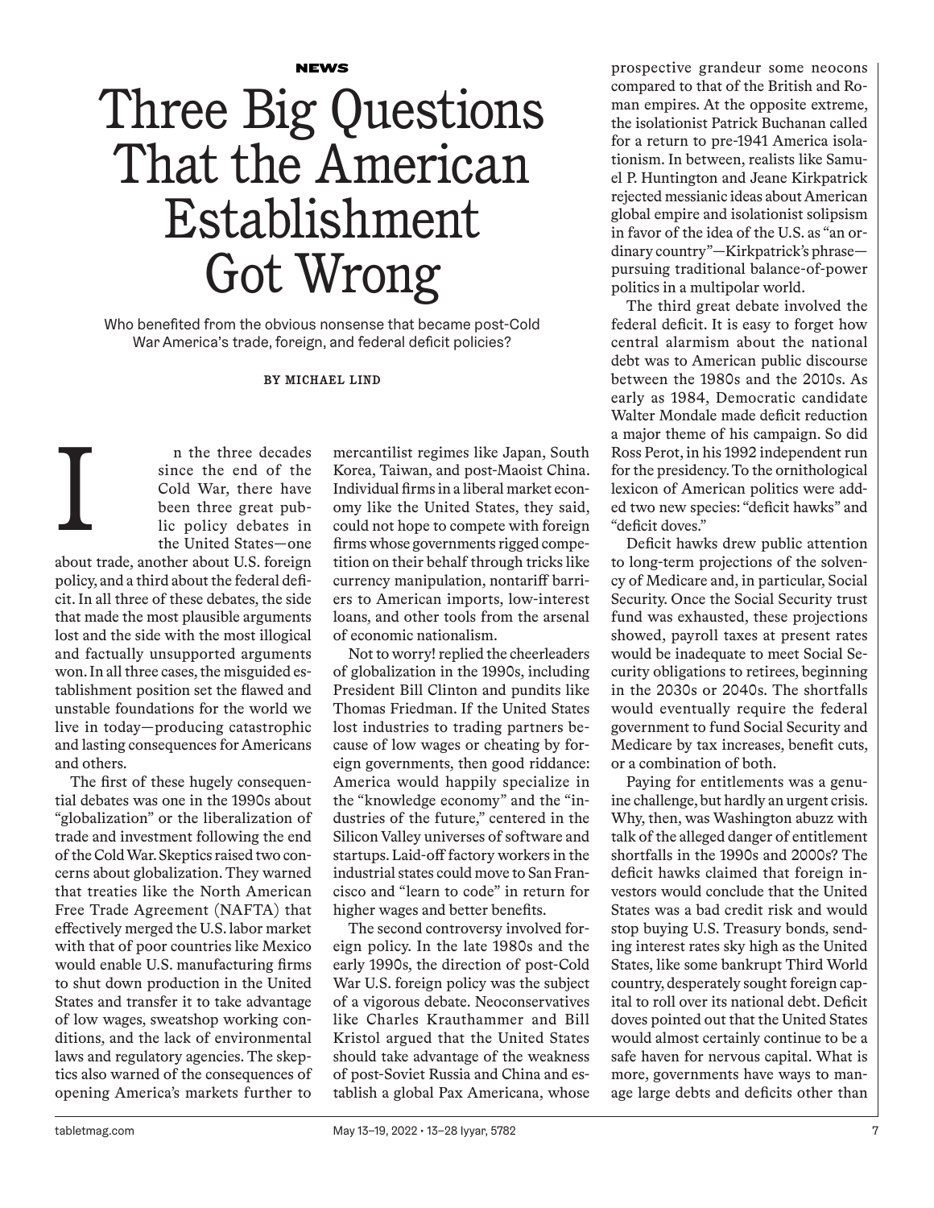NEWS

# Three Big Questions That the American Establishment Got Wrong

Who benefited from the obvious nonsense that became post-Cold War America's trade, foreign, and federal deficit policies?

BY MICHAEL LIND

In the three decades since the end of the Cold War, there have been three great public policy debates in the United States—one about trade, another about U.S. foreign policy, and a third about the federal deficit. In all three of these debates, the side that made the most plausible arguments lost and the side with the most illogical and factually unsupported arguments won. In all three cases, the misguided establishment position set the flawed and unstable foundations for the world we live in today—producing catastrophic and lasting consequences for Americans and others.

The first of these hugely consequential debates was one in the 1990s about "globalization" or the liberalization of trade and investment following the end of the Cold War. Skeptics raised two concerns about globalization. They warned that treaties like the North American Free Trade Agreement (NAFTA) that effectively merged the U.S. labor market with that of poor countries like Mexico would enable U.S. manufacturing firms to shut down production in the United States and transfer it to take advantage of low wages, sweatshop working conditions, and the lack of environmental laws and regulatory agencies. The skeptics also warned of the consequences of opening America's markets further to mercantilist regimes like Japan, South Korea, Taiwan, and post-Maoist China. Individual firms in a liberal market economy like the United States, they said, could not hope to compete with foreign firms whose governments rigged competition on their behalf through tricks like currency manipulation, nontariff barriers to American imports, low-interest loans, and other tools from the arsenal of economic nationalism.

Not to worry! replied the cheerleaders of globalization in the 1990s, including President Bill Clinton and pundits like Thomas Friedman. If the United States lost industries to trading partners because of low wages or cheating by foreign governments, then good riddance: America would happily specialize in the "knowledge economy" and the "industries of the future," centered in the Silicon Valley universes of software and startups. Laid-off factory workers in the industrial states could move to San Francisco and "learn to code" in return for higher wages and better benefits.

The second controversy involved foreign policy. In the late 1980s and the early 1990s, the direction of post-Cold War U.S. foreign policy was the subject of a vigorous debate. Neoconservatives like Charles Krauthammer and Bill Kristol argued that the United States should take advantage of the weakness of post-Soviet Russia and China and establish a global Pax Americana, whose prospective grandeur some neocons compared to that of the British and Roman empires. At the opposite extreme, the isolationist Patrick Buchanan called for a return to pre-1941 America isolationism. In between, realists like Samuel P. Huntington and Jeane Kirkpatrick rejected messianic ideas about American global empire and isolationist solipsism in favor of the idea of the U.S. as "an ordinary country"—Kirkpatrick's phrase—pursuing traditional balance-of-power politics in a multipolar world.

The third great debate involved the federal deficit. It is easy to forget how central alarmism about the national debt was to American public discourse between the 1980s and the 2010s. As early as 1984, Democratic candidate Walter Mondale made deficit reduction a major theme of his campaign. So did Ross Perot, in his 1992 independent run for the presidency. To the ornithological lexicon of American politics were added two new species: "deficit hawks" and "deficit doves."

Deficit hawks drew public attention to long-term projections of the solvency of Medicare and, in particular, Social Security. Once the Social Security trust fund was exhausted, these projections showed, payroll taxes at present rates would be inadequate to meet Social Security obligations to retirees, beginning in the 2030s or 2040s. The shortfalls would eventually require the federal government to fund Social Security and Medicare by tax increases, benefit cuts, or a combination of both.

Paying for entitlements was a genuine challenge, but hardly an urgent crisis. Why, then, was Washington abuzz with talk of the alleged danger of entitlement shortfalls in the 1990s and 2000s? The deficit hawks claimed that foreign investors would conclude that the United States was a bad credit risk and would stop buying U.S. Treasury bonds, sending interest rates sky high as the United States, like some bankrupt Third World country, desperately sought foreign capital to roll over its national debt. Deficit doves pointed out that the United States would almost certainly continue to be a safe haven for nervous capital. What is more, governments have ways to manage large debts and deficits other than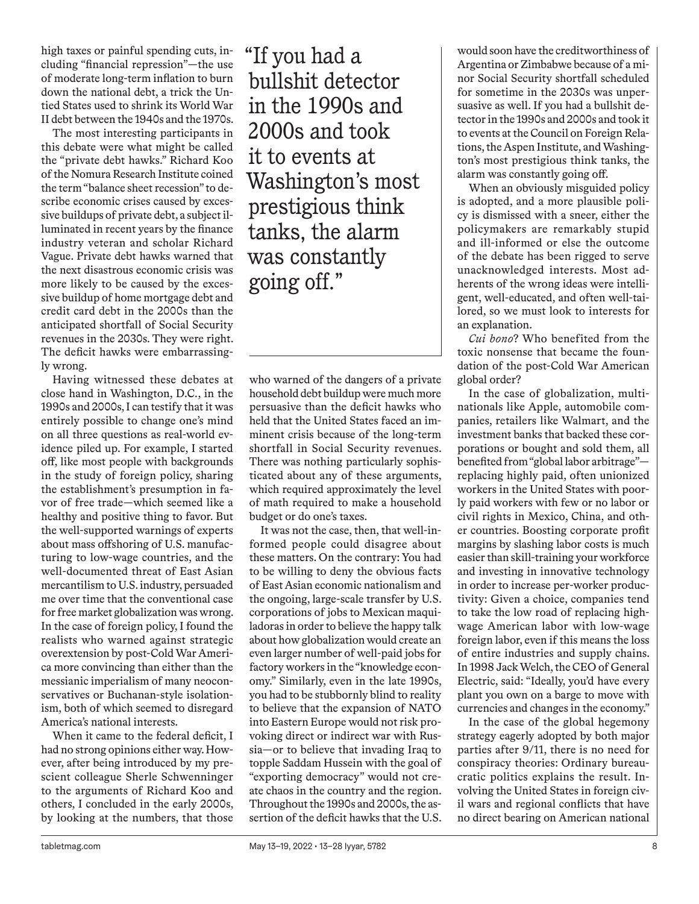high taxes or painful spending cuts, including "financial repression"—the use of moderate long-term inflation to burn down the national debt, a trick the Untied States used to shrink its World War II debt between the 1940s and the 1970s.

The most interesting participants in this debate were what might be called the "private debt hawks." Richard Koo of the Nomura Research Institute coined the term "balance sheet recession" to describe economic crises caused by excessive buildups of private debt, a subject illuminated in recent years by the finance industry veteran and scholar Richard Vague. Private debt hawks warned that the next disastrous economic crisis was more likely to be caused by the excessive buildup of home mortgage debt and credit card debt in the 2000s than the anticipated shortfall of Social Security revenues in the 2030s. They were right. The deficit hawks were embarrassingly wrong.

Having witnessed these debates at close hand in Washington, D.C., in the 1990s and 2000s, I can testify that it was entirely possible to change one's mind on all three questions as real-world evidence piled up. For example, I started off, like most people with backgrounds in the study of foreign policy, sharing the establishment's presumption in favor of free trade—which seemed like a healthy and positive thing to favor. But the well-supported warnings of experts about mass offshoring of U.S. manufacturing to low-wage countries, and the well-documented threat of East Asian mercantilism to U.S. industry, persuaded me over time that the conventional case for free market globalization was wrong. In the case of foreign policy, I found the realists who warned against strategic overextension by post-Cold War America more convincing than either than the messianic imperialism of many neoconservatives or Buchanan-style isolationism, both of which seemed to disregard America's national interests.

When it came to the federal deficit, I had no strong opinions either way. However, after being introduced by my prescient colleague Sherle Schwenninger to the arguments of Richard Koo and others, I concluded in the early 2000s, by looking at the numbers, that those who warned of the dangers of a private household debt buildup were much more persuasive than the deficit hawks who held that the United States faced an imminent crisis because of the long-term shortfall in Social Security revenues. There was nothing particularly sophisticated about any of these arguments, which required approximately the level of math required to make a household budget or do one's taxes.

> "If you had a bullshit detector in the 1990s and 2000s and took it to events at Washington's most prestigious think tanks, the alarm was constantly going off."

It was not the case, then, that well-informed people could disagree about these matters. On the contrary: You had to be willing to deny the obvious facts of East Asian economic nationalism and the ongoing, large-scale transfer by U.S. corporations of jobs to Mexican maquiladoras in order to believe the happy talk about how globalization would create an even larger number of well-paid jobs for factory workers in the "knowledge economy." Similarly, even in the late 1990s, you had to be stubbornly blind to reality to believe that the expansion of NATO into Eastern Europe would not risk provoking direct or indirect war with Russia—or to believe that invading Iraq to topple Saddam Hussein with the goal of "exporting democracy" would not create chaos in the country and the region. Throughout the 1990s and 2000s, the assertion of the deficit hawks that the U.S. would soon have the creditworthiness of Argentina or Zimbabwe because of a minor Social Security shortfall scheduled for sometime in the 2030s was unpersuasive as well. If you had a bullshit detector in the 1990s and 2000s and took it to events at the Council on Foreign Relations, the Aspen Institute, and Washington's most prestigious think tanks, the alarm was constantly going off.

When an obviously misguided policy is adopted, and a more plausible policy is dismissed with a sneer, either the policymakers are remarkably stupid and ill-informed or else the outcome of the debate has been rigged to serve unacknowledged interests. Most adherents of the wrong ideas were intelligent, well-educated, and often well-tailored, so we must look to interests for an explanation.

*Cui bono*? Who benefited from the toxic nonsense that became the foundation of the post-Cold War American global order?

In the case of globalization, multinationals like Apple, automobile companies, retailers like Walmart, and the investment banks that backed these corporations or bought and sold them, all benefited from "global labor arbitrage"—replacing highly paid, often unionized workers in the United States with poorly paid workers with few or no labor or civil rights in Mexico, China, and other countries. Boosting corporate profit margins by slashing labor costs is much easier than skill-training your workforce and investing in innovative technology in order to increase per-worker productivity: Given a choice, companies tend to take the low road of replacing high-wage American labor with low-wage foreign labor, even if this means the loss of entire industries and supply chains. In 1998 Jack Welch, the CEO of General Electric, said: "Ideally, you'd have every plant you own on a barge to move with currencies and changes in the economy."

In the case of the global hegemony strategy eagerly adopted by both major parties after 9/11, there is no need for conspiracy theories: Ordinary bureaucratic politics explains the result. Involving the United States in foreign civil wars and regional conflicts that have no direct bearing on American national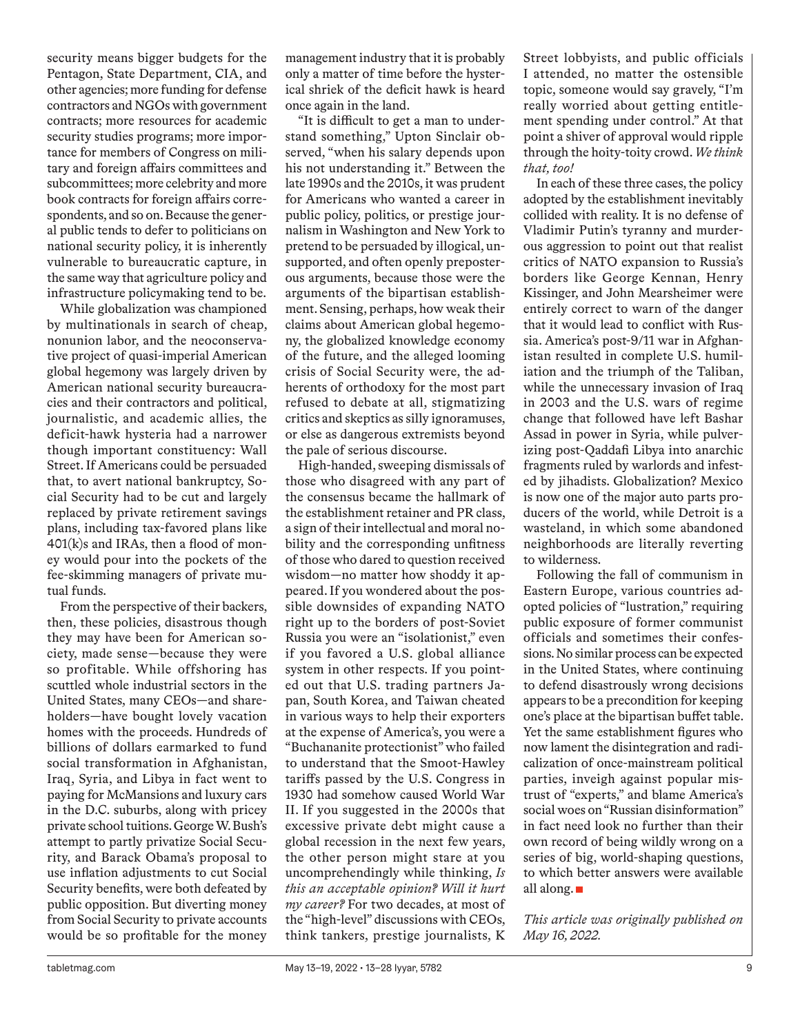security means bigger budgets for the Pentagon, State Department, CIA, and other agencies; more funding for defense contractors and NGOs with government contracts; more resources for academic security studies programs; more importance for members of Congress on military and foreign affairs committees and subcommittees; more celebrity and more book contracts for foreign affairs correspondents, and so on. Because the general public tends to defer to politicians on national security policy, it is inherently vulnerable to bureaucratic capture, in the same way that agriculture policy and infrastructure policymaking tend to be.

While globalization was championed by multinationals in search of cheap, nonunion labor, and the neoconservative project of quasi-imperial American global hegemony was largely driven by American national security bureaucracies and their contractors and political, journalistic, and academic allies, the deficit-hawk hysteria had a narrower though important constituency: Wall Street. If Americans could be persuaded that, to avert national bankruptcy, Social Security had to be cut and largely replaced by private retirement savings plans, including tax-favored plans like 401(k)s and IRAs, then a flood of money would pour into the pockets of the fee-skimming managers of private mutual funds.

From the perspective of their backers, then, these policies, disastrous though they may have been for American society, made sense—because they were so profitable. While offshoring has scuttled whole industrial sectors in the United States, many CEOs—and shareholders—have bought lovely vacation homes with the proceeds. Hundreds of billions of dollars earmarked to fund social transformation in Afghanistan, Iraq, Syria, and Libya in fact went to paying for McMansions and luxury cars in the D.C. suburbs, along with pricey private school tuitions. George W. Bush's attempt to partly privatize Social Security, and Barack Obama's proposal to use inflation adjustments to cut Social Security benefits, were both defeated by public opposition. But diverting money from Social Security to private accounts would be so profitable for the money management industry that it is probably only a matter of time before the hysterical shriek of the deficit hawk is heard once again in the land.

"It is difficult to get a man to understand something," Upton Sinclair observed, "when his salary depends upon his not understanding it." Between the late 1990s and the 2010s, it was prudent for Americans who wanted a career in public policy, politics, or prestige journalism in Washington and New York to pretend to be persuaded by illogical, unsupported, and often openly preposterous arguments, because those were the arguments of the bipartisan establishment. Sensing, perhaps, how weak their claims about American global hegemony, the globalized knowledge economy of the future, and the alleged looming crisis of Social Security were, the adherents of orthodoxy for the most part refused to debate at all, stigmatizing critics and skeptics as silly ignoramuses, or else as dangerous extremists beyond the pale of serious discourse.

High-handed, sweeping dismissals of those who disagreed with any part of the consensus became the hallmark of the establishment retainer and PR class, a sign of their intellectual and moral nobility and the corresponding unfitness of those who dared to question received wisdom—no matter how shoddy it appeared. If you wondered about the possible downsides of expanding NATO right up to the borders of post-Soviet Russia you were an "isolationist," even if you favored a U.S. global alliance system in other respects. If you pointed out that U.S. trading partners Japan, South Korea, and Taiwan cheated in various ways to help their exporters at the expense of America's, you were a "Buchananite protectionist" who failed to understand that the Smoot-Hawley tariffs passed by the U.S. Congress in 1930 had somehow caused World War II. If you suggested in the 2000s that excessive private debt might cause a global recession in the next few years, the other person might stare at you uncomprehendingly while thinking, *Is this an acceptable opinion? Will it hurt my career?* For two decades, at most of the "high-level" discussions with CEOs, think tankers, prestige journalists, K Street lobbyists, and public officials I attended, no matter the ostensible topic, someone would say gravely, "I'm really worried about getting entitlement spending under control." At that point a shiver of approval would ripple through the hoity-toity crowd. *We think that, too!*

In each of these three cases, the policy adopted by the establishment inevitably collided with reality. It is no defense of Vladimir Putin's tyranny and murderous aggression to point out that realist critics of NATO expansion to Russia's borders like George Kennan, Henry Kissinger, and John Mearsheimer were entirely correct to warn of the danger that it would lead to conflict with Russia. America's post-9/11 war in Afghanistan resulted in complete U.S. humiliation and the triumph of the Taliban, while the unnecessary invasion of Iraq in 2003 and the U.S. wars of regime change that followed have left Bashar Assad in power in Syria, while pulverizing post-Qaddafi Libya into anarchic fragments ruled by warlords and infested by jihadists. Globalization? Mexico is now one of the major auto parts producers of the world, while Detroit is a wasteland, in which some abandoned neighborhoods are literally reverting to wilderness.

Following the fall of communism in Eastern Europe, various countries adopted policies of "lustration," requiring public exposure of former communist officials and sometimes their confessions. No similar process can be expected in the United States, where continuing to defend disastrously wrong decisions appears to be a precondition for keeping one's place at the bipartisan buffet table. Yet the same establishment figures who now lament the disintegration and radicalization of once-mainstream political parties, inveigh against popular mistrust of "experts," and blame America's social woes on "Russian disinformation" in fact need look no further than their own record of being wildly wrong on a series of big, world-shaping questions, to which better answers were available all along. ■

*This article was originally published on May 16, 2022.*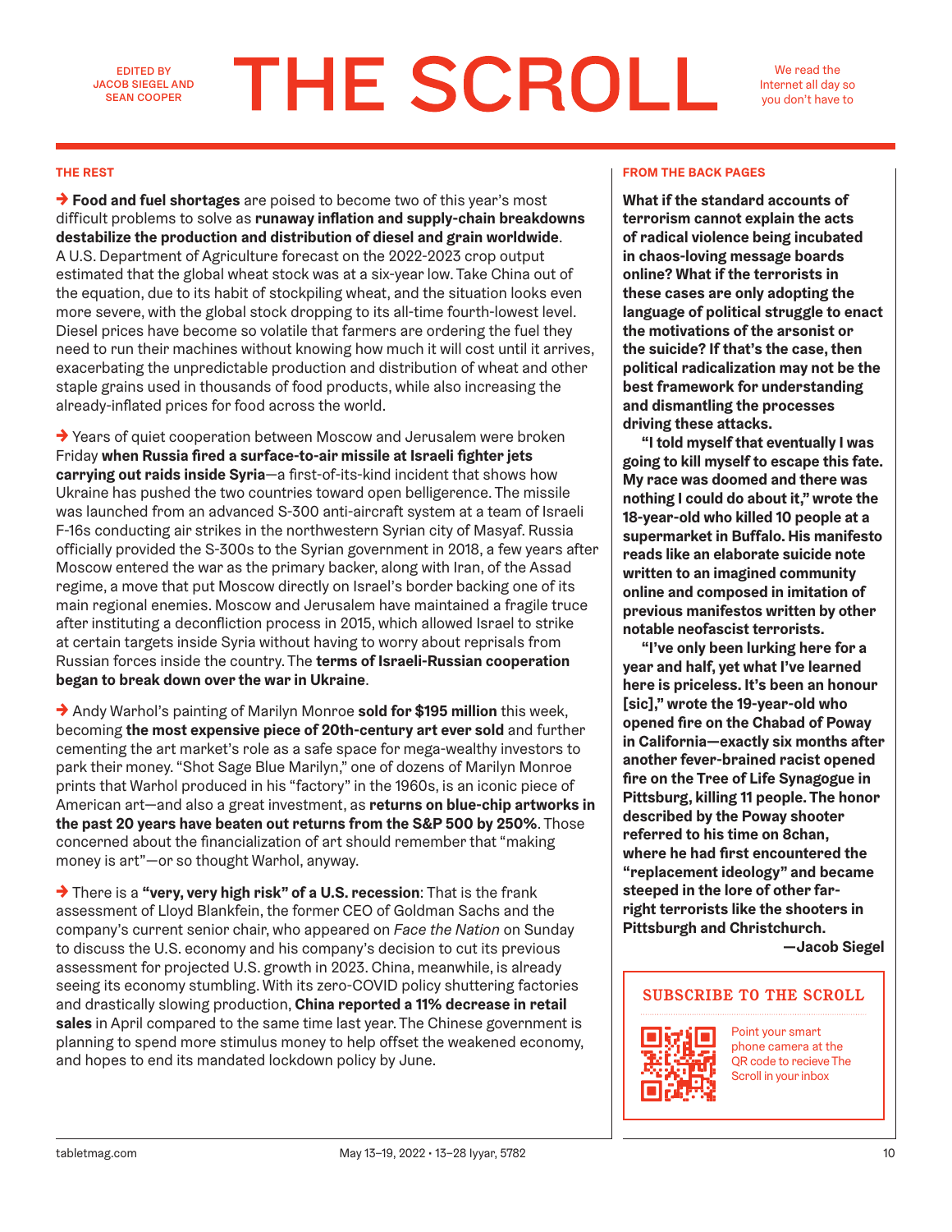EDITED BY JACOB SIEGEL AND SEAN COOPER

# THE SCROLL

We read the Internet all day so you don't have to

## THE REST

→ **Food and fuel shortages** are poised to become two of this year's most difficult problems to solve as **runaway inflation and supply-chain breakdowns destabilize the production and distribution of diesel and grain worldwide**. A U.S. Department of Agriculture forecast on the 2022-2023 crop output estimated that the global wheat stock was at a six-year low. Take China out of the equation, due to its habit of stockpiling wheat, and the situation looks even more severe, with the global stock dropping to its all-time fourth-lowest level. Diesel prices have become so volatile that farmers are ordering the fuel they need to run their machines without knowing how much it will cost until it arrives, exacerbating the unpredictable production and distribution of wheat and other staple grains used in thousands of food products, while also increasing the already-inflated prices for food across the world.

→ Years of quiet cooperation between Moscow and Jerusalem were broken Friday **when Russia fired a surface-to-air missile at Israeli fighter jets carrying out raids inside Syria**—a first-of-its-kind incident that shows how Ukraine has pushed the two countries toward open belligerence. The missile was launched from an advanced S-300 anti-aircraft system at a team of Israeli F-16s conducting air strikes in the northwestern Syrian city of Masyaf. Russia officially provided the S-300s to the Syrian government in 2018, a few years after Moscow entered the war as the primary backer, along with Iran, of the Assad regime, a move that put Moscow directly on Israel's border backing one of its main regional enemies. Moscow and Jerusalem have maintained a fragile truce after instituting a deconfliction process in 2015, which allowed Israel to strike at certain targets inside Syria without having to worry about reprisals from Russian forces inside the country. The **terms of Israeli-Russian cooperation began to break down over the war in Ukraine**.

→ Andy Warhol's painting of Marilyn Monroe **sold for $195 million** this week, becoming **the most expensive piece of 20th-century art ever sold** and further cementing the art market's role as a safe space for mega-wealthy investors to park their money. "Shot Sage Blue Marilyn," one of dozens of Marilyn Monroe prints that Warhol produced in his "factory" in the 1960s, is an iconic piece of American art—and also a great investment, as **returns on blue-chip artworks in the past 20 years have beaten out returns from the S&P 500 by 250%**. Those concerned about the financialization of art should remember that "making money is art"—or so thought Warhol, anyway.

→ There is a **"very, very high risk" of a U.S. recession**: That is the frank assessment of Lloyd Blankfein, the former CEO of Goldman Sachs and the company's current senior chair, who appeared on *Face the Nation* on Sunday to discuss the U.S. economy and his company's decision to cut its previous assessment for projected U.S. growth in 2023. China, meanwhile, is already seeing its economy stumbling. With its zero-COVID policy shuttering factories and drastically slowing production, **China reported a 11% decrease in retail sales** in April compared to the same time last year. The Chinese government is planning to spend more stimulus money to help offset the weakened economy, and hopes to end its mandated lockdown policy by June.

## FROM THE BACK PAGES

**What if the standard accounts of terrorism cannot explain the acts of radical violence being incubated in chaos-loving message boards online? What if the terrorists in these cases are only adopting the language of political struggle to enact the motivations of the arsonist or the suicide? If that's the case, then political radicalization may not be the best framework for understanding and dismantling the processes driving these attacks.**

**"I told myself that eventually I was going to kill myself to escape this fate. My race was doomed and there was nothing I could do about it," wrote the 18-year-old who killed 10 people at a supermarket in Buffalo. His manifesto reads like an elaborate suicide note written to an imagined community online and composed in imitation of previous manifestos written by other notable neofascist terrorists.**

**"I've only been lurking here for a year and half, yet what I've learned here is priceless. It's been an honour [sic]," wrote the 19-year-old who opened fire on the Chabad of Poway in California—exactly six months after another fever-brained racist opened fire on the Tree of Life Synagogue in Pittsburg, killing 11 people. The honor described by the Poway shooter referred to his time on 8chan, where he had first encountered the "replacement ideology" and became steeped in the lore of other far-right terrorists like the shooters in Pittsburgh and Christchurch.**

**—Jacob Siegel**

### SUBSCRIBE TO THE SCROLL

Point your smart phone camera at the QR code to recieve The Scroll in your inbox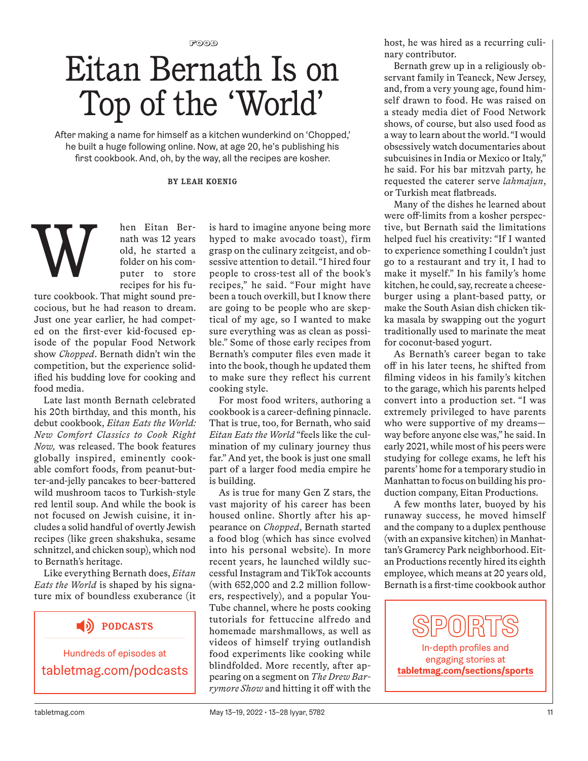FOOD

# Eitan Bernath Is on Top of the 'World'

After making a name for himself as a kitchen wunderkind on 'Chopped,' he built a huge following online. Now, at age 20, he's publishing his first cookbook. And, oh, by the way, all the recipes are kosher.

**BY LEAH KOENIG**

When Eitan Bernath was 12 years old, he started a folder on his computer to store recipes for his future cookbook. That might sound precocious, but he had reason to dream. Just one year earlier, he had competed on the first-ever kid-focused episode of the popular Food Network show *Chopped*. Bernath didn't win the competition, but the experience solidified his budding love for cooking and food media.

Late last month Bernath celebrated his 20th birthday, and this month, his debut cookbook, *Eitan Eats the World: New Comfort Classics to Cook Right Now,* was released. The book features globally inspired, eminently cookable comfort foods, from peanut-butter-and-jelly pancakes to beer-battered wild mushroom tacos to Turkish-style red lentil soup. And while the book is not focused on Jewish cuisine, it includes a solid handful of overtly Jewish recipes (like green shakshuka, sesame schnitzel, and chicken soup), which nod to Bernath's heritage.

Like everything Bernath does, *Eitan Eats the World* is shaped by his signature mix of boundless exuberance (it is hard to imagine anyone being more hyped to make avocado toast), firm grasp on the culinary zeitgeist, and obsessive attention to detail. "I hired four people to cross-test all of the book's recipes," he said. "Four might have been a touch overkill, but I know there are going to be people who are skeptical of my age, so I wanted to make sure everything was as clean as possible." Some of those early recipes from Bernath's computer files even made it into the book, though he updated them to make sure they reflect his current cooking style.

For most food writers, authoring a cookbook is a career-defining pinnacle. That is true, too, for Bernath, who said *Eitan Eats the World* "feels like the culmination of my culinary journey thus far." And yet, the book is just one small part of a larger food media empire he is building.

As is true for many Gen Z stars, the vast majority of his career has been housed online. Shortly after his appearance on *Chopped*, Bernath started a food blog (which has since evolved into his personal website). In more recent years, he launched wildly successful Instagram and TikTok accounts (with 652,000 and 2.2 million followers, respectively), and a popular YouTube channel, where he posts cooking tutorials for fettuccine alfredo and homemade marshmallows, as well as videos of himself trying outlandish food experiments like cooking while blindfolded. More recently, after appearing on a segment on *The Drew Barrymore Show* and hitting it off with the host, he was hired as a recurring culinary contributor.

Bernath grew up in a religiously observant family in Teaneck, New Jersey, and, from a very young age, found himself drawn to food. He was raised on a steady media diet of Food Network shows, of course, but also used food as a way to learn about the world. "I would obsessively watch documentaries about subcuisines in India or Mexico or Italy," he said. For his bar mitzvah party, he requested the caterer serve *lahmajun*, or Turkish meat flatbreads.

Many of the dishes he learned about were off-limits from a kosher perspective, but Bernath said the limitations helped fuel his creativity: "If I wanted to experience something I couldn't just go to a restaurant and try it, I had to make it myself." In his family's home kitchen, he could, say, recreate a cheeseburger using a plant-based patty, or make the South Asian dish chicken tikka masala by swapping out the yogurt traditionally used to marinate the meat for coconut-based yogurt.

As Bernath's career began to take off in his later teens, he shifted from filming videos in his family's kitchen to the garage, which his parents helped convert into a production set. "I was extremely privileged to have parents who were supportive of my dreams—way before anyone else was," he said. In early 2021, while most of his peers were studying for college exams, he left his parents' home for a temporary studio in Manhattan to focus on building his production company, Eitan Productions.

A few months later, buoyed by his runaway success, he moved himself and the company to a duplex penthouse (with an expansive kitchen) in Manhattan's Gramercy Park neighborhood. Eitan Productions recently hired its eighth employee, which means at 20 years old, Bernath is a first-time cookbook author

**PODCASTS**

Hundreds of episodes at tabletmag.com/podcasts

**SPORTS**

In-depth profiles and engaging stories at **tabletmag.com/sections/sports**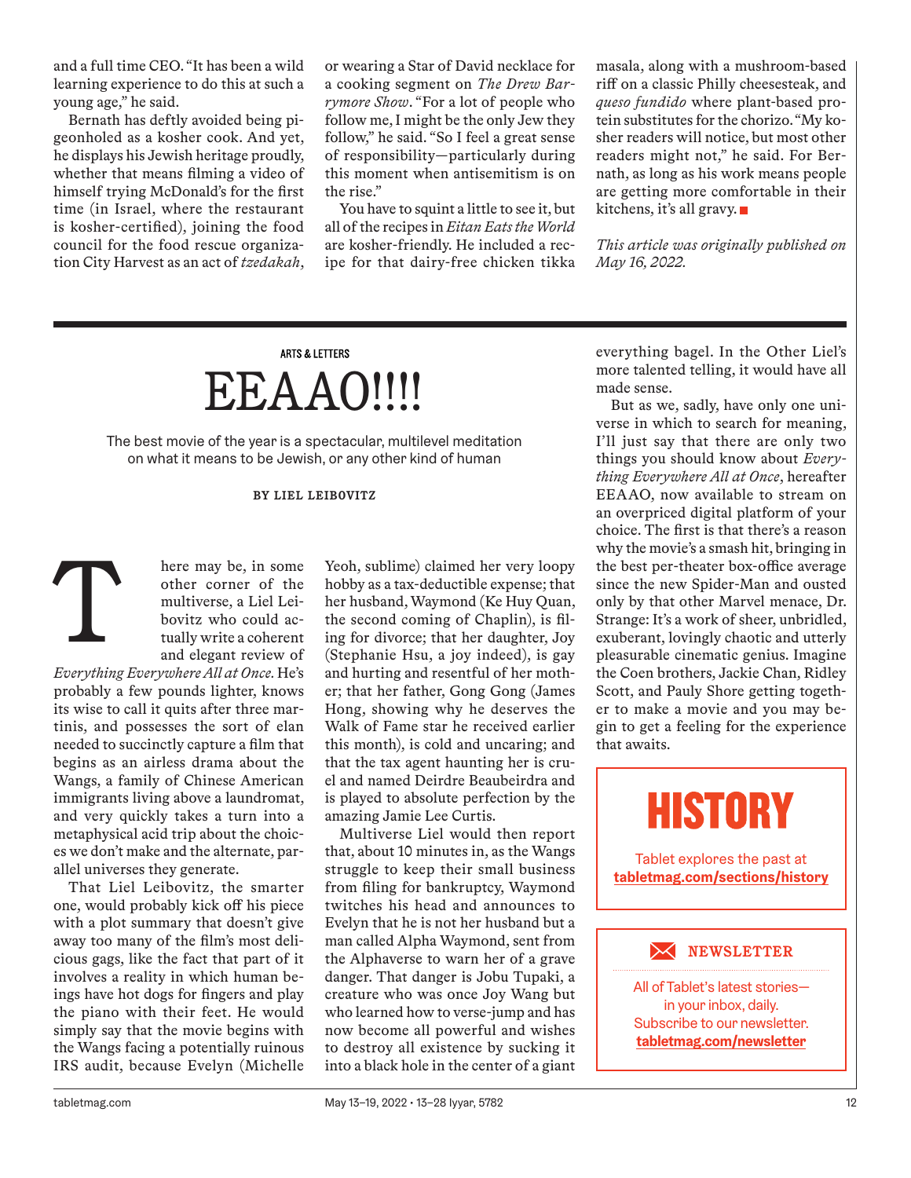and a full time CEO. "It has been a wild learning experience to do this at such a young age," he said.

Bernath has deftly avoided being pigeonholed as a kosher cook. And yet, he displays his Jewish heritage proudly, whether that means filming a video of himself trying McDonald's for the first time (in Israel, where the restaurant is kosher-certified), joining the food council for the food rescue organization City Harvest as an act of *tzedakah*, or wearing a Star of David necklace for a cooking segment on *The Drew Barrymore Show*. "For a lot of people who follow me, I might be the only Jew they follow," he said. "So I feel a great sense of responsibility—particularly during this moment when antisemitism is on the rise."

You have to squint a little to see it, but all of the recipes in *Eitan Eats the World* are kosher-friendly. He included a recipe for that dairy-free chicken tikka masala, along with a mushroom-based riff on a classic Philly cheesesteak, and *queso fundido* where plant-based protein substitutes for the chorizo. "My kosher readers will notice, but most other readers might not," he said. For Bernath, as long as his work means people are getting more comfortable in their kitchens, it's all gravy. ■

*This article was originally published on May 16, 2022.*

---

ARTS & LETTERS

# EEAAO!!!!

The best movie of the year is a spectacular, multilevel meditation on what it means to be Jewish, or any other kind of human

**BY LIEL LEIBOVITZ**

There may be, in some other corner of the multiverse, a Liel Leibovitz who could actually write a coherent and elegant review of *Everything Everywhere All at Once*. He's probably a few pounds lighter, knows its wise to call it quits after three martinis, and possesses the sort of elan needed to succinctly capture a film that begins as an airless drama about the Wangs, a family of Chinese American immigrants living above a laundromat, and very quickly takes a turn into a metaphysical acid trip about the choices we don't make and the alternate, parallel universes they generate.

That Liel Leibovitz, the smarter one, would probably kick off his piece with a plot summary that doesn't give away too many of the film's most delicious gags, like the fact that part of it involves a reality in which human beings have hot dogs for fingers and play the piano with their feet. He would simply say that the movie begins with the Wangs facing a potentially ruinous IRS audit, because Evelyn (Michelle Yeoh, sublime) claimed her very loopy hobby as a tax-deductible expense; that her husband, Waymond (Ke Huy Quan, the second coming of Chaplin), is filing for divorce; that her daughter, Joy (Stephanie Hsu, a joy indeed), is gay and hurting and resentful of her mother; that her father, Gong Gong (James Hong, showing why he deserves the Walk of Fame star he received earlier this month), is cold and uncaring; and that the tax agent haunting her is cruel and named Deirdre Beaubeirdra and is played to absolute perfection by the amazing Jamie Lee Curtis.

Multiverse Liel would then report that, about 10 minutes in, as the Wangs struggle to keep their small business from filing for bankruptcy, Waymond twitches his head and announces to Evelyn that he is not her husband but a man called Alpha Waymond, sent from the Alphaverse to warn her of a grave danger. That danger is Jobu Tupaki, a creature who was once Joy Wang but who learned how to verse-jump and has now become all powerful and wishes to destroy all existence by sucking it into a black hole in the center of a giant everything bagel. In the Other Liel's more talented telling, it would have all made sense.

But as we, sadly, have only one universe in which to search for meaning, I'll just say that there are only two things you should know about *Everything Everywhere All at Once*, hereafter EEAAO, now available to stream on an overpriced digital platform of your choice. The first is that there's a reason why the movie's a smash hit, bringing in the best per-theater box-office average since the new Spider-Man and ousted only by that other Marvel menace, Dr. Strange: It's a work of sheer, unbridled, exuberant, lovingly chaotic and utterly pleasurable cinematic genius. Imagine the Coen brothers, Jackie Chan, Ridley Scott, and Pauly Shore getting together to make a movie and you may begin to get a feeling for the experience that awaits.

---

**HISTORY**

Tablet explores the past at **tabletmag.com/sections/history**

---

**NEWSLETTER**

All of Tablet's latest stories—in your inbox, daily. Subscribe to our newsletter. **tabletmag.com/newsletter**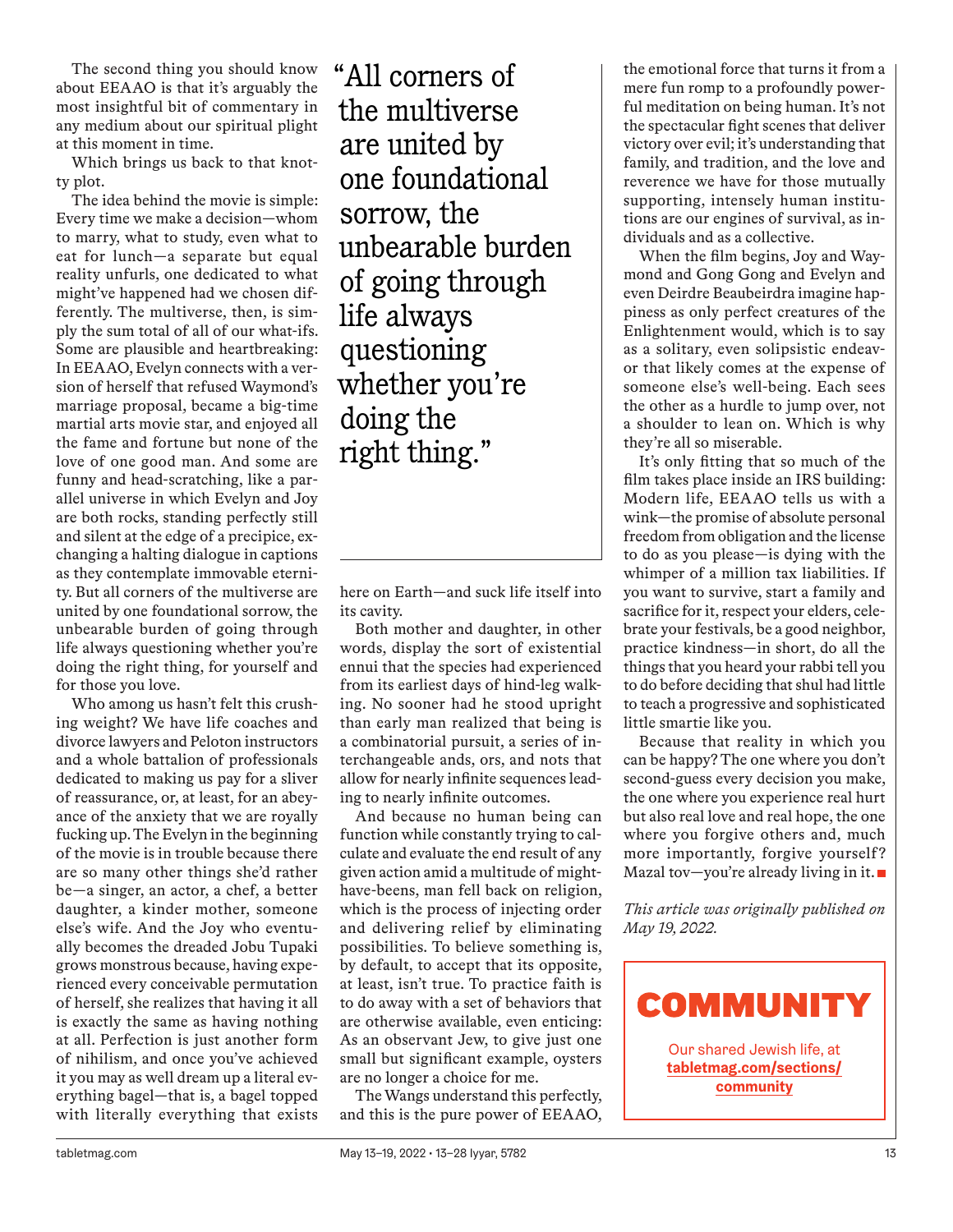The second thing you should know about EEAAO is that it's arguably the most insightful bit of commentary in any medium about our spiritual plight at this moment in time.

Which brings us back to that knotty plot.

The idea behind the movie is simple: Every time we make a decision—whom to marry, what to study, even what to eat for lunch—a separate but equal reality unfurls, one dedicated to what might've happened had we chosen differently. The multiverse, then, is simply the sum total of all of our what-ifs. Some are plausible and heartbreaking: In EEAAO, Evelyn connects with a version of herself that refused Waymond's marriage proposal, became a big-time martial arts movie star, and enjoyed all the fame and fortune but none of the love of one good man. And some are funny and head-scratching, like a parallel universe in which Evelyn and Joy are both rocks, standing perfectly still and silent at the edge of a precipice, exchanging a halting dialogue in captions as they contemplate immovable eternity. But all corners of the multiverse are united by one foundational sorrow, the unbearable burden of going through life always questioning whether you're doing the right thing, for yourself and for those you love.

Who among us hasn't felt this crushing weight? We have life coaches and divorce lawyers and Peloton instructors and a whole battalion of professionals dedicated to making us pay for a sliver of reassurance, or, at least, for an abeyance of the anxiety that we are royally fucking up. The Evelyn in the beginning of the movie is in trouble because there are so many other things she'd rather be—a singer, an actor, a chef, a better daughter, a kinder mother, someone else's wife. And the Joy who eventually becomes the dreaded Jobu Tupaki grows monstrous because, having experienced every conceivable permutation of herself, she realizes that having it all is exactly the same as having nothing at all. Perfection is just another form of nihilism, and once you've achieved it you may as well dream up a literal everything bagel—that is, a bagel topped with literally everything that exists here on Earth—and suck life itself into its cavity.

> "All corners of the multiverse are united by one foundational sorrow, the unbearable burden of going through life always questioning whether you're doing the right thing."

Both mother and daughter, in other words, display the sort of existential ennui that the species had experienced from its earliest days of hind-leg walking. No sooner had he stood upright than early man realized that being is a combinatorial pursuit, a series of interchangeable ands, ors, and nots that allow for nearly infinite sequences leading to nearly infinite outcomes.

And because no human being can function while constantly trying to calculate and evaluate the end result of any given action amid a multitude of might-have-beens, man fell back on religion, which is the process of injecting order and delivering relief by eliminating possibilities. To believe something is, by default, to accept that its opposite, at least, isn't true. To practice faith is to do away with a set of behaviors that are otherwise available, even enticing: As an observant Jew, to give just one small but significant example, oysters are no longer a choice for me.

The Wangs understand this perfectly, and this is the pure power of EEAAO, the emotional force that turns it from a mere fun romp to a profoundly powerful meditation on being human. It's not the spectacular fight scenes that deliver victory over evil; it's understanding that family, and tradition, and the love and reverence we have for those mutually supporting, intensely human institutions are our engines of survival, as individuals and as a collective.

When the film begins, Joy and Waymond and Gong Gong and Evelyn and even Deirdre Beaubeirdra imagine happiness as only perfect creatures of the Enlightenment would, which is to say as a solitary, even solipsistic endeavor that likely comes at the expense of someone else's well-being. Each sees the other as a hurdle to jump over, not a shoulder to lean on. Which is why they're all so miserable.

It's only fitting that so much of the film takes place inside an IRS building: Modern life, EEAAO tells us with a wink—the promise of absolute personal freedom from obligation and the license to do as you please—is dying with the whimper of a million tax liabilities. If you want to survive, start a family and sacrifice for it, respect your elders, celebrate your festivals, be a good neighbor, practice kindness—in short, do all the things that you heard your rabbi tell you to do before deciding that shul had little to teach a progressive and sophisticated little smartie like you.

Because that reality in which you can be happy? The one where you don't second-guess every decision you make, the one where you experience real hurt but also real love and real hope, the one where you forgive others and, much more importantly, forgive yourself? Mazal tov—you're already living in it. ■

*This article was originally published on May 19, 2022.*

**COMMUNITY**

Our shared Jewish life, at **tabletmag.com/sections/community**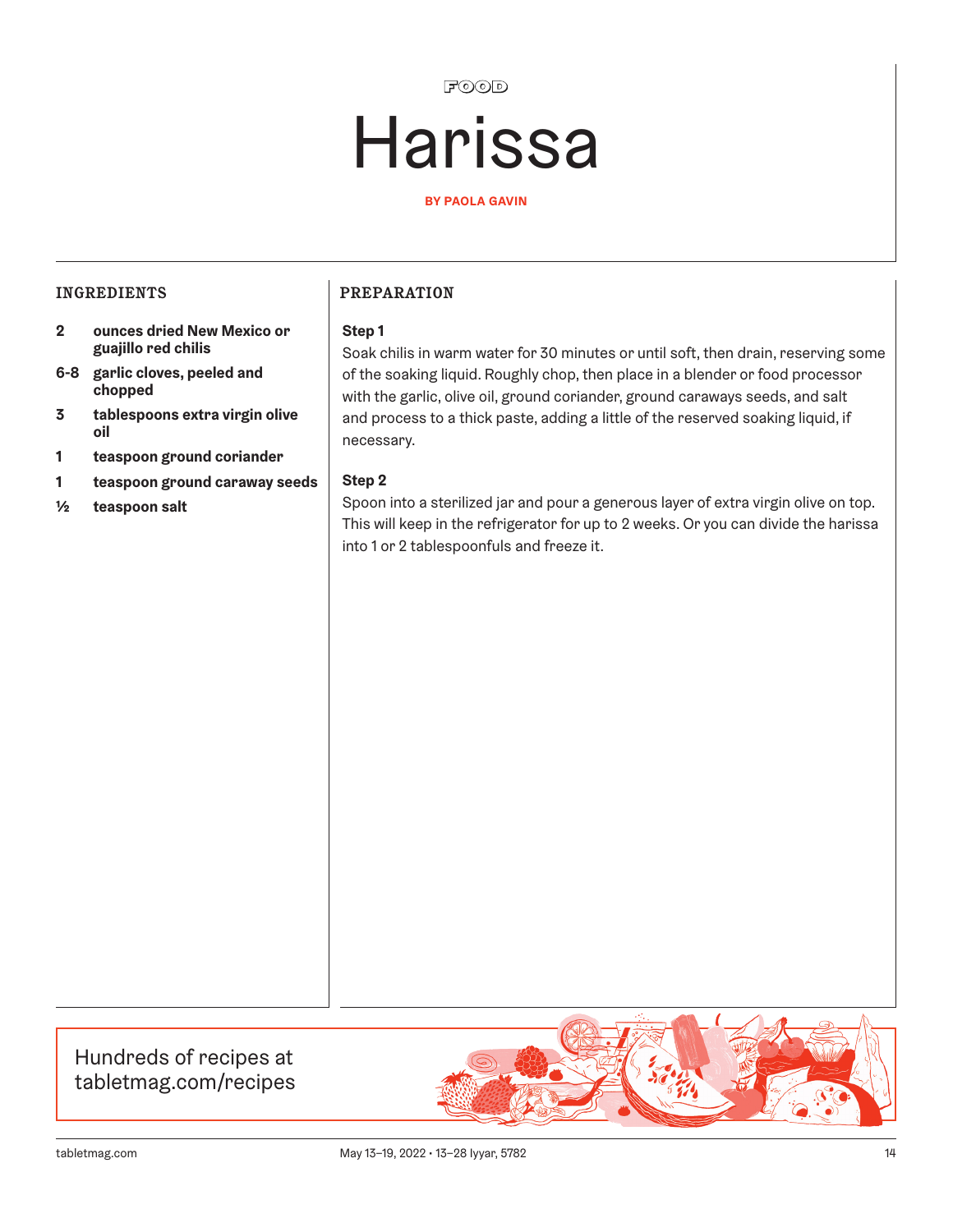FOOD

# Harissa

**BY PAOLA GAVIN**

## INGREDIENTS

- **2** **ounces dried New Mexico or guajillo red chilis**
- **6-8** **garlic cloves, peeled and chopped**
- **3** **tablespoons extra virgin olive oil**
- **1** **teaspoon ground coriander**
- **1** **teaspoon ground caraway seeds**
- **½** **teaspoon salt**

## PREPARATION

**Step 1**

Soak chilis in warm water for 30 minutes or until soft, then drain, reserving some of the soaking liquid. Roughly chop, then place in a blender or food processor with the garlic, olive oil, ground coriander, ground caraways seeds, and salt and process to a thick paste, adding a little of the reserved soaking liquid, if necessary.

**Step 2**

Spoon into a sterilized jar and pour a generous layer of extra virgin olive on top. This will keep in the refrigerator for up to 2 weeks. Or you can divide the harissa into 1 or 2 tablespoonfuls and freeze it.

Hundreds of recipes at tabletmag.com/recipes

tabletmag.com May 13–19, 2022 • 13–28 Iyyar, 5782